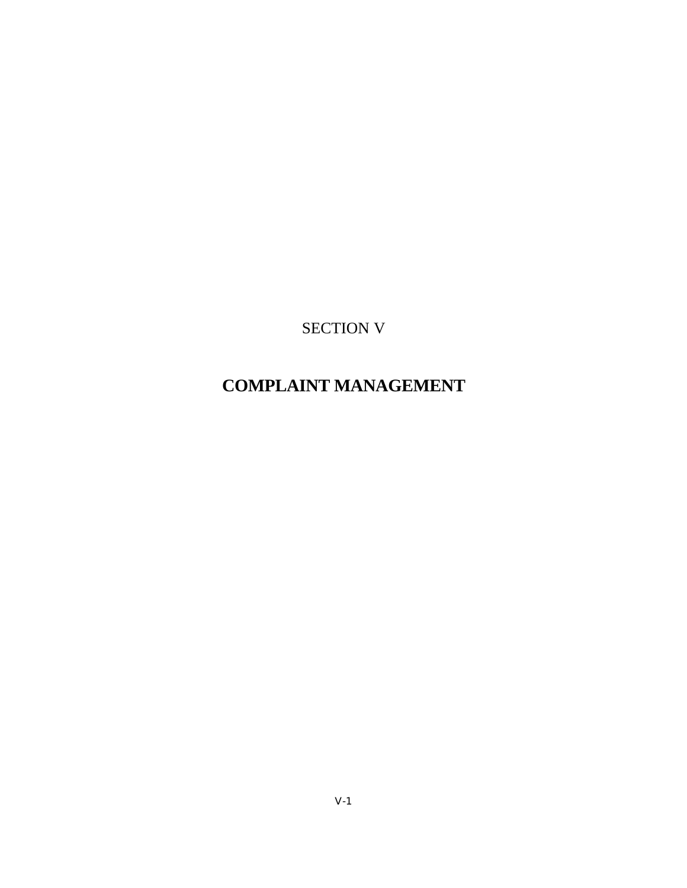SECTION V

# COMPLAINT MANAGEMENT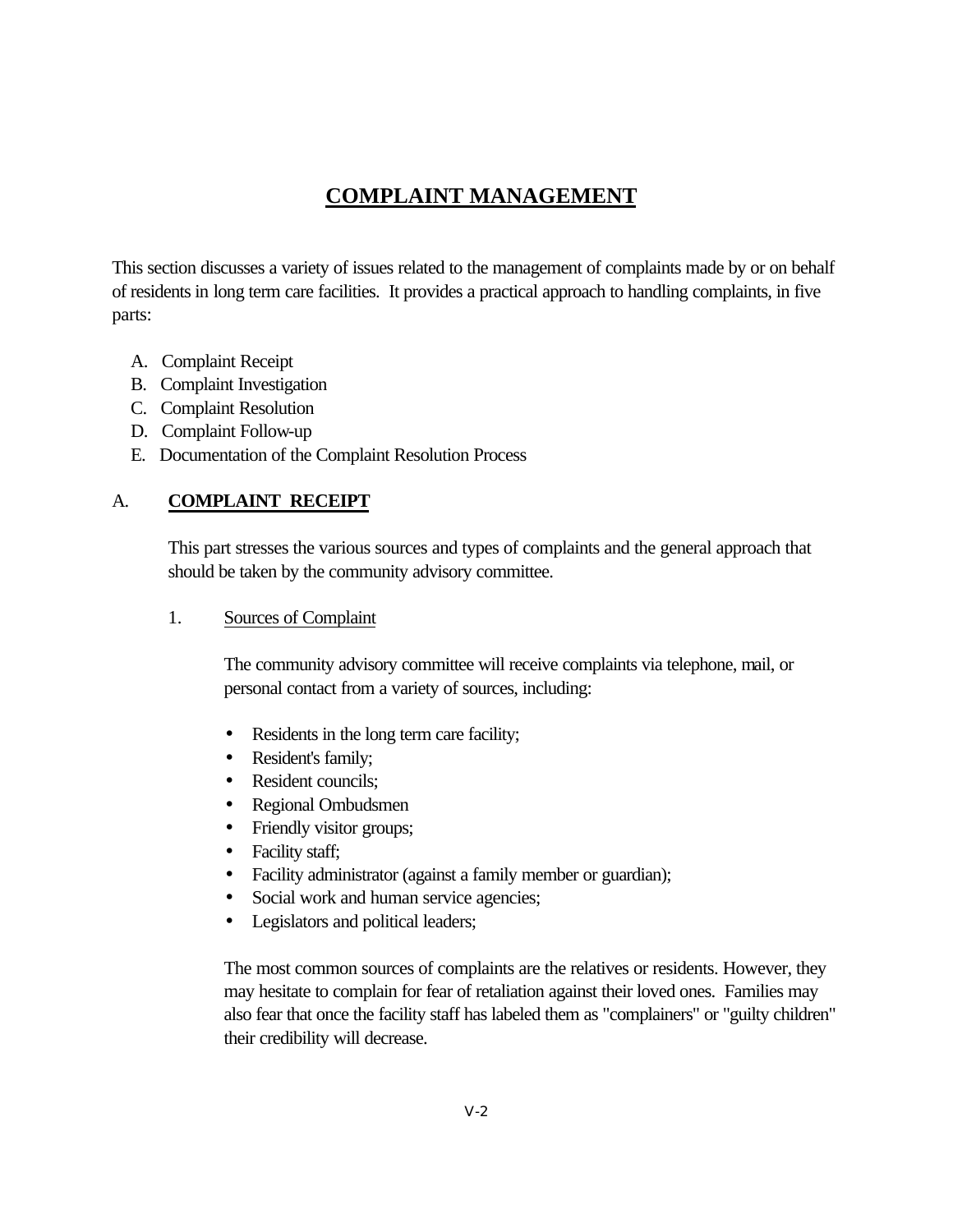# COMPLAINT MANAGEMENT

This section discusses a variety of issues related to the management of complaints made by or on behalf of residents in long term care facilities. It provides a practical approach to handling complaints, in five parts:

A. Complaint Receipt
B. Complaint Investigation
C. Complaint Resolution
D. Complaint Follow-up
E. Documentation of the Complaint Resolution Process

## A. COMPLAINT RECEIPT

This part stresses the various sources and types of complaints and the general approach that should be taken by the community advisory committee.

### 1. Sources of Complaint

The community advisory committee will receive complaints via telephone, mail, or personal contact from a variety of sources, including:

- Residents in the long term care facility;
- Resident's family;
- Resident councils;
- Regional Ombudsmen
- Friendly visitor groups;
- Facility staff;
- Facility administrator (against a family member or guardian);
- Social work and human service agencies;
- Legislators and political leaders;

The most common sources of complaints are the relatives or residents. However, they may hesitate to complain for fear of retaliation against their loved ones. Families may also fear that once the facility staff has labeled them as "complainers" or "guilty children" their credibility will decrease.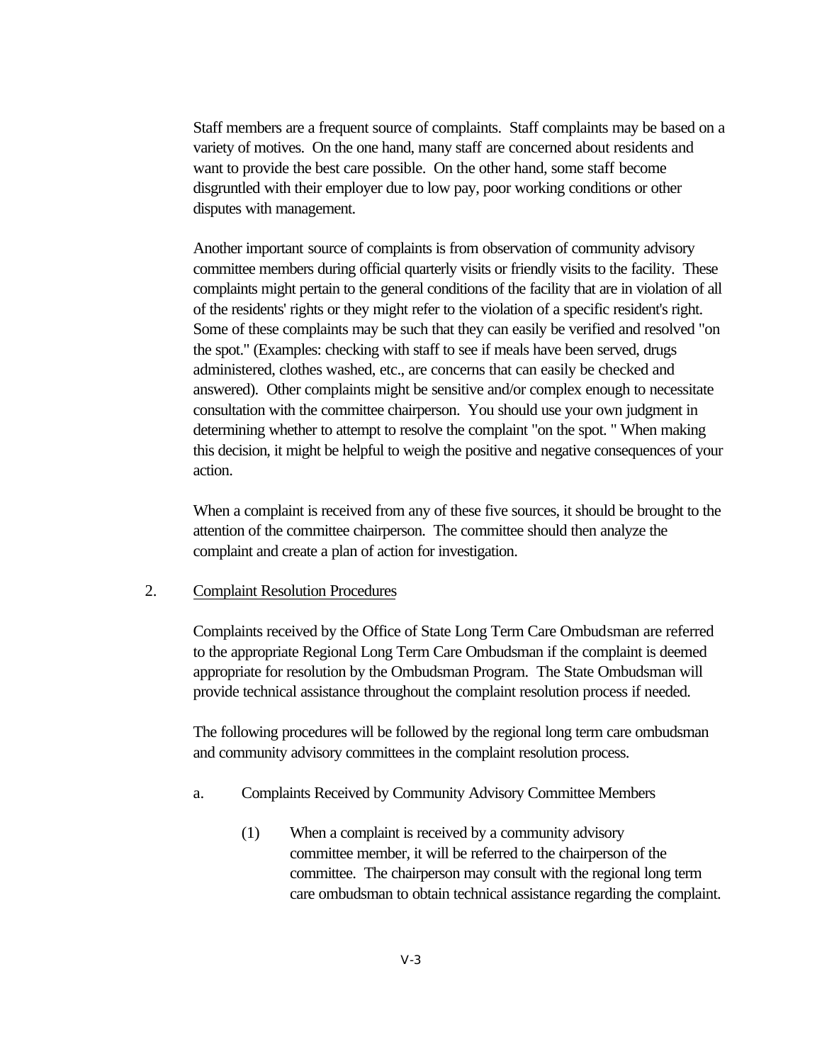Staff members are a frequent source of complaints. Staff complaints may be based on a variety of motives. On the one hand, many staff are concerned about residents and want to provide the best care possible. On the other hand, some staff become disgruntled with their employer due to low pay, poor working conditions or other disputes with management.

Another important source of complaints is from observation of community advisory committee members during official quarterly visits or friendly visits to the facility. These complaints might pertain to the general conditions of the facility that are in violation of all of the residents' rights or they might refer to the violation of a specific resident's right. Some of these complaints may be such that they can easily be verified and resolved "on the spot." (Examples: checking with staff to see if meals have been served, drugs administered, clothes washed, etc., are concerns that can easily be checked and answered). Other complaints might be sensitive and/or complex enough to necessitate consultation with the committee chairperson. You should use your own judgment in determining whether to attempt to resolve the complaint "on the spot. " When making this decision, it might be helpful to weigh the positive and negative consequences of your action.

When a complaint is received from any of these five sources, it should be brought to the attention of the committee chairperson. The committee should then analyze the complaint and create a plan of action for investigation.

2. Complaint Resolution Procedures

Complaints received by the Office of State Long Term Care Ombudsman are referred to the appropriate Regional Long Term Care Ombudsman if the complaint is deemed appropriate for resolution by the Ombudsman Program. The State Ombudsman will provide technical assistance throughout the complaint resolution process if needed.

The following procedures will be followed by the regional long term care ombudsman and community advisory committees in the complaint resolution process.

a. Complaints Received by Community Advisory Committee Members

(1) When a complaint is received by a community advisory committee member, it will be referred to the chairperson of the committee. The chairperson may consult with the regional long term care ombudsman to obtain technical assistance regarding the complaint.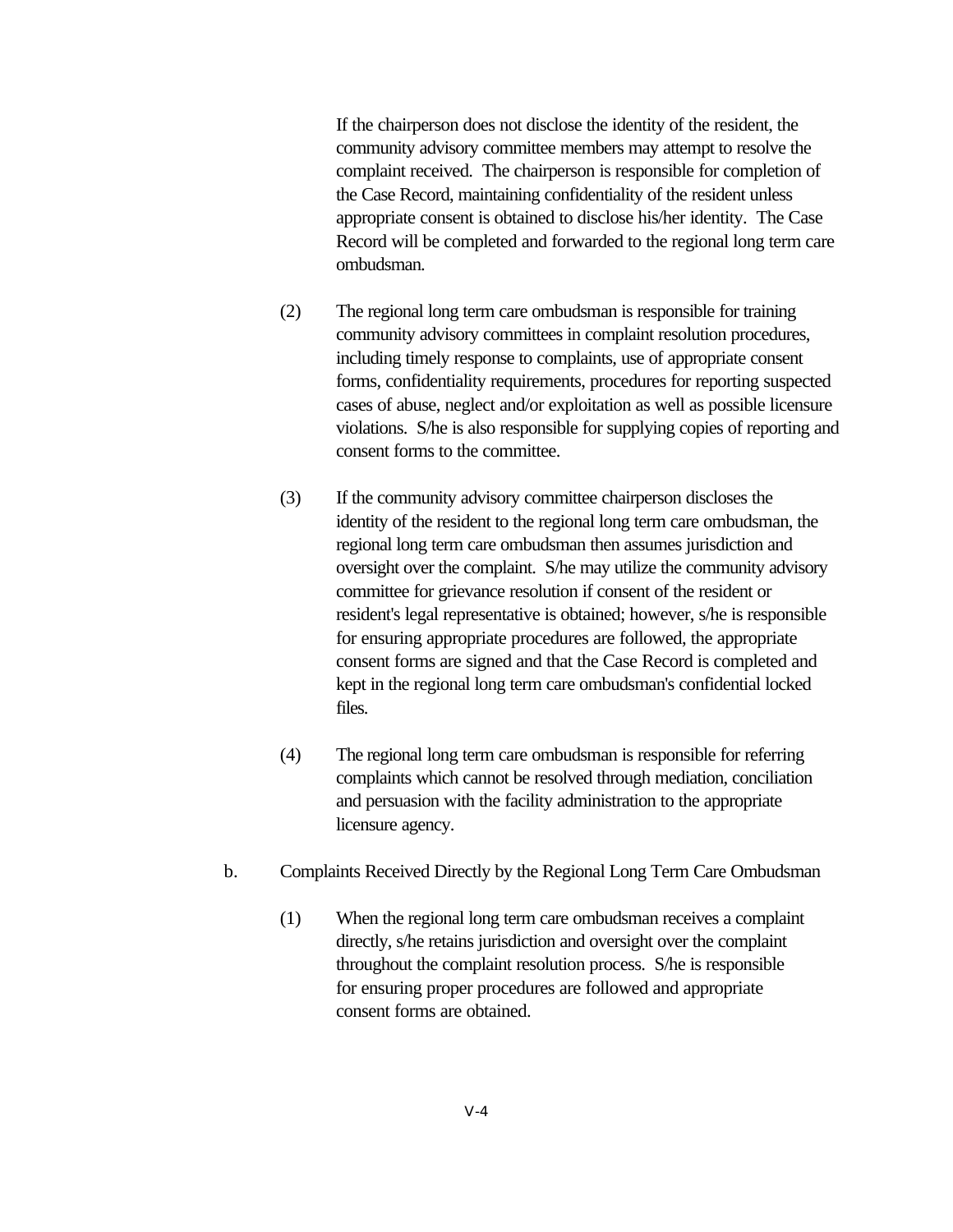If the chairperson does not disclose the identity of the resident, the community advisory committee members may attempt to resolve the complaint received. The chairperson is responsible for completion of the Case Record, maintaining confidentiality of the resident unless appropriate consent is obtained to disclose his/her identity. The Case Record will be completed and forwarded to the regional long term care ombudsman.

(2) The regional long term care ombudsman is responsible for training community advisory committees in complaint resolution procedures, including timely response to complaints, use of appropriate consent forms, confidentiality requirements, procedures for reporting suspected cases of abuse, neglect and/or exploitation as well as possible licensure violations. S/he is also responsible for supplying copies of reporting and consent forms to the committee.

(3) If the community advisory committee chairperson discloses the identity of the resident to the regional long term care ombudsman, the regional long term care ombudsman then assumes jurisdiction and oversight over the complaint. S/he may utilize the community advisory committee for grievance resolution if consent of the resident or resident's legal representative is obtained; however, s/he is responsible for ensuring appropriate procedures are followed, the appropriate consent forms are signed and that the Case Record is completed and kept in the regional long term care ombudsman's confidential locked files.

(4) The regional long term care ombudsman is responsible for referring complaints which cannot be resolved through mediation, conciliation and persuasion with the facility administration to the appropriate licensure agency.

b. Complaints Received Directly by the Regional Long Term Care Ombudsman

(1) When the regional long term care ombudsman receives a complaint directly, s/he retains jurisdiction and oversight over the complaint throughout the complaint resolution process. S/he is responsible for ensuring proper procedures are followed and appropriate consent forms are obtained.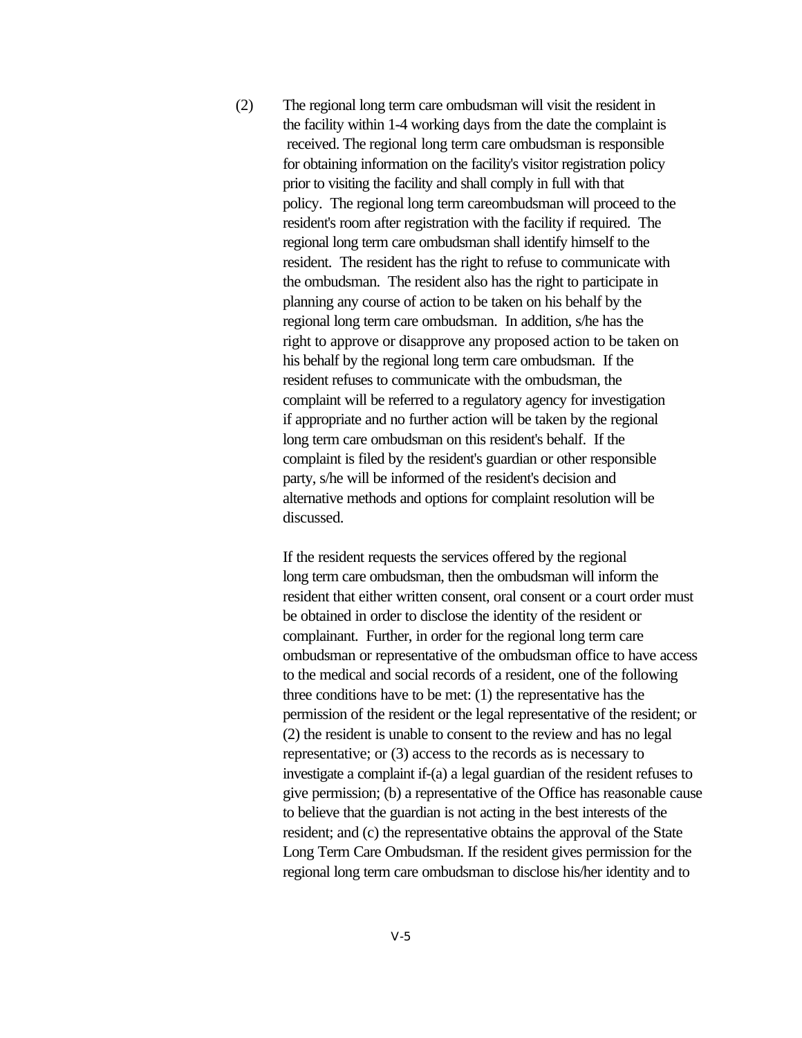(2) The regional long term care ombudsman will visit the resident in the facility within 1-4 working days from the date the complaint is received. The regional long term care ombudsman is responsible for obtaining information on the facility's visitor registration policy prior to visiting the facility and shall comply in full with that policy. The regional long term careombudsman will proceed to the resident's room after registration with the facility if required. The regional long term care ombudsman shall identify himself to the resident. The resident has the right to refuse to communicate with the ombudsman. The resident also has the right to participate in planning any course of action to be taken on his behalf by the regional long term care ombudsman. In addition, s/he has the right to approve or disapprove any proposed action to be taken on his behalf by the regional long term care ombudsman. If the resident refuses to communicate with the ombudsman, the complaint will be referred to a regulatory agency for investigation if appropriate and no further action will be taken by the regional long term care ombudsman on this resident's behalf. If the complaint is filed by the resident's guardian or other responsible party, s/he will be informed of the resident's decision and alternative methods and options for complaint resolution will be discussed.

If the resident requests the services offered by the regional long term care ombudsman, then the ombudsman will inform the resident that either written consent, oral consent or a court order must be obtained in order to disclose the identity of the resident or complainant. Further, in order for the regional long term care ombudsman or representative of the ombudsman office to have access to the medical and social records of a resident, one of the following three conditions have to be met: (1) the representative has the permission of the resident or the legal representative of the resident; or (2) the resident is unable to consent to the review and has no legal representative; or (3) access to the records as is necessary to investigate a complaint if-(a) a legal guardian of the resident refuses to give permission; (b) a representative of the Office has reasonable cause to believe that the guardian is not acting in the best interests of the resident; and (c) the representative obtains the approval of the State Long Term Care Ombudsman. If the resident gives permission for the regional long term care ombudsman to disclose his/her identity and to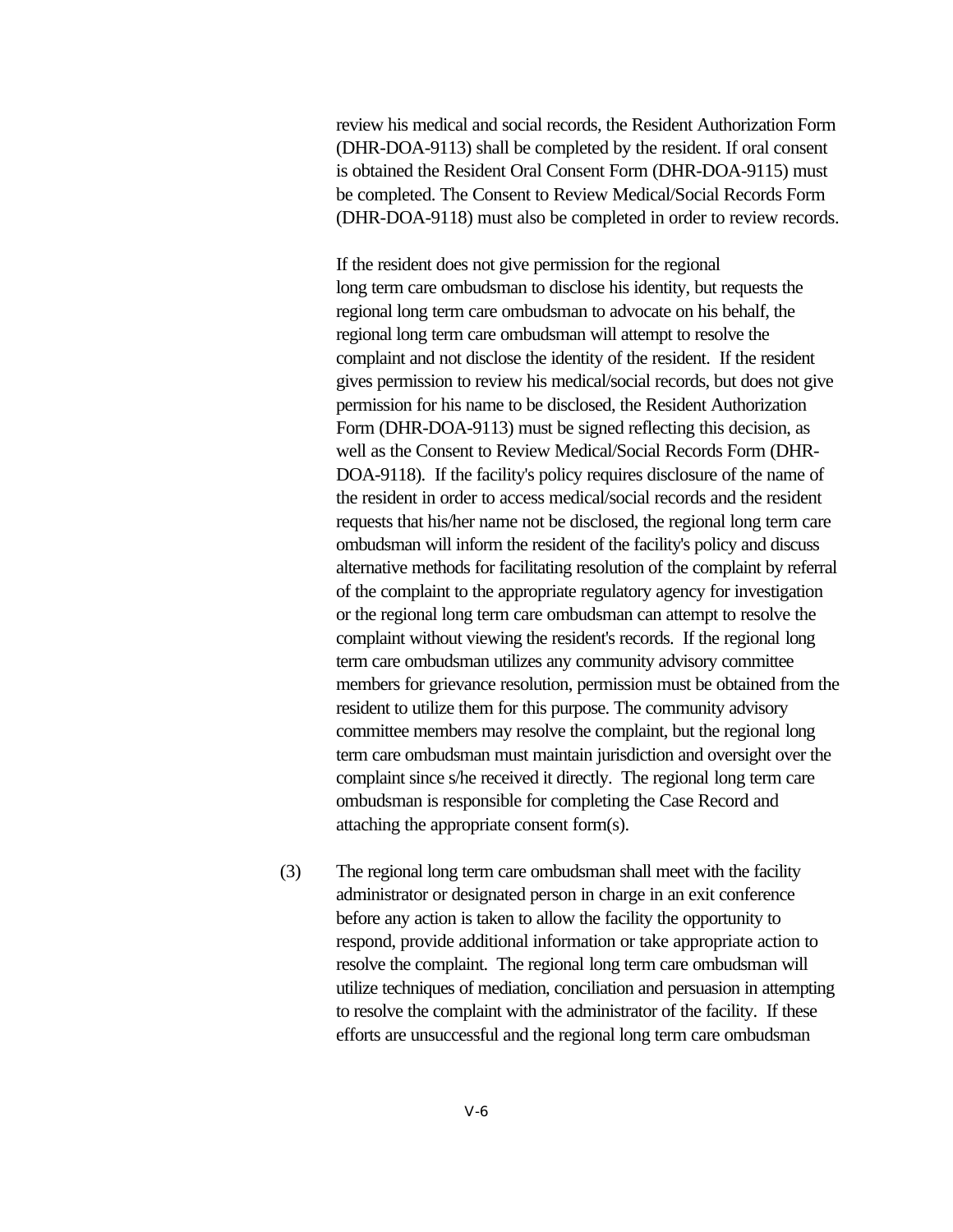review his medical and social records, the Resident Authorization Form (DHR-DOA-9113) shall be completed by the resident. If oral consent is obtained the Resident Oral Consent Form (DHR-DOA-9115) must be completed. The Consent to Review Medical/Social Records Form (DHR-DOA-9118) must also be completed in order to review records.

If the resident does not give permission for the regional long term care ombudsman to disclose his identity, but requests the regional long term care ombudsman to advocate on his behalf, the regional long term care ombudsman will attempt to resolve the complaint and not disclose the identity of the resident. If the resident gives permission to review his medical/social records, but does not give permission for his name to be disclosed, the Resident Authorization Form (DHR-DOA-9113) must be signed reflecting this decision, as well as the Consent to Review Medical/Social Records Form (DHR-DOA-9118). If the facility's policy requires disclosure of the name of the resident in order to access medical/social records and the resident requests that his/her name not be disclosed, the regional long term care ombudsman will inform the resident of the facility's policy and discuss alternative methods for facilitating resolution of the complaint by referral of the complaint to the appropriate regulatory agency for investigation or the regional long term care ombudsman can attempt to resolve the complaint without viewing the resident's records. If the regional long term care ombudsman utilizes any community advisory committee members for grievance resolution, permission must be obtained from the resident to utilize them for this purpose. The community advisory committee members may resolve the complaint, but the regional long term care ombudsman must maintain jurisdiction and oversight over the complaint since s/he received it directly. The regional long term care ombudsman is responsible for completing the Case Record and attaching the appropriate consent form(s).

(3) The regional long term care ombudsman shall meet with the facility administrator or designated person in charge in an exit conference before any action is taken to allow the facility the opportunity to respond, provide additional information or take appropriate action to resolve the complaint. The regional long term care ombudsman will utilize techniques of mediation, conciliation and persuasion in attempting to resolve the complaint with the administrator of the facility. If these efforts are unsuccessful and the regional long term care ombudsman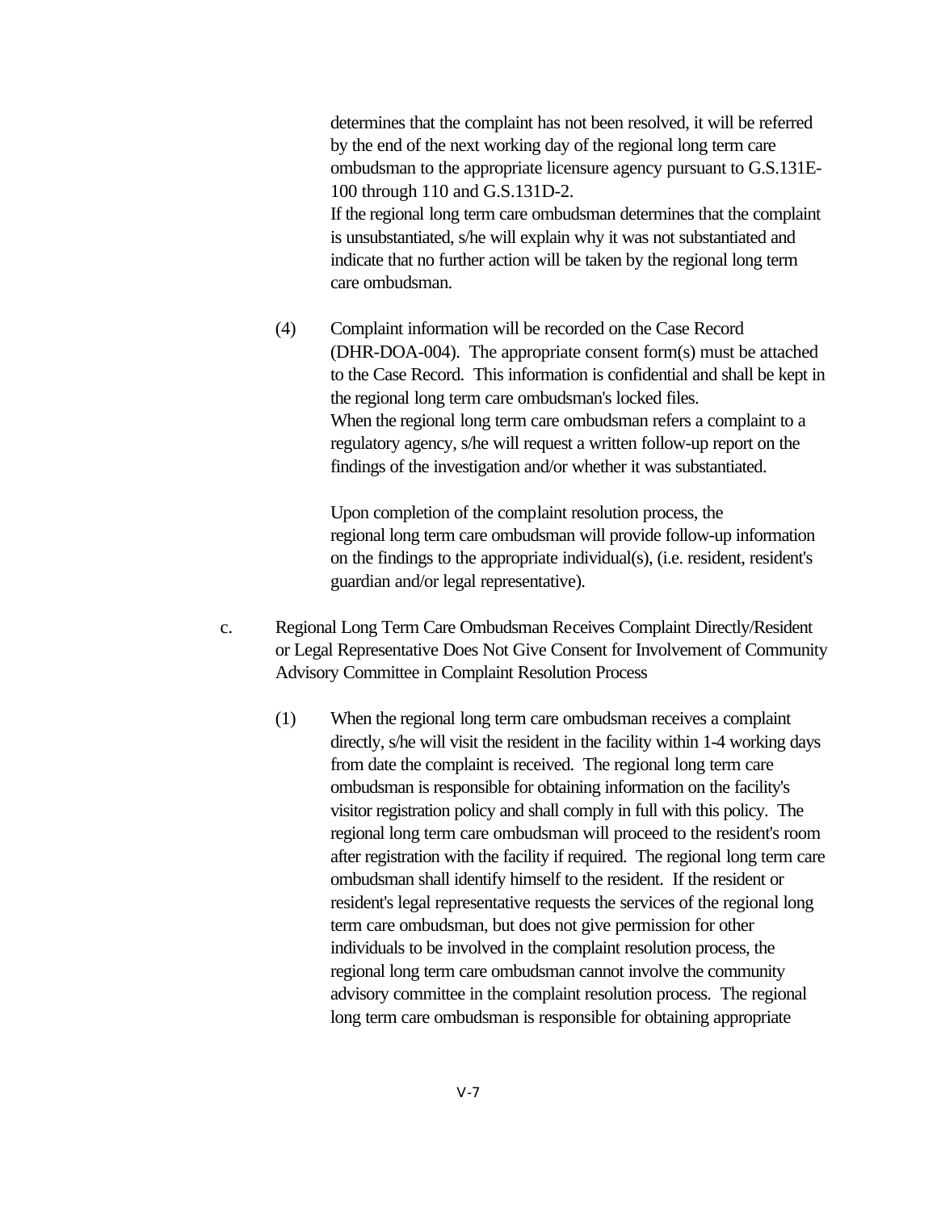determines that the complaint has not been resolved, it will be referred by the end of the next working day of the regional long term care ombudsman to the appropriate licensure agency pursuant to G.S.131E-100 through 110 and G.S.131D-2.
If the regional long term care ombudsman determines that the complaint is unsubstantiated, s/he will explain why it was not substantiated and indicate that no further action will be taken by the regional long term care ombudsman.

(4) Complaint information will be recorded on the Case Record (DHR-DOA-004). The appropriate consent form(s) must be attached to the Case Record. This information is confidential and shall be kept in the regional long term care ombudsman's locked files.
When the regional long term care ombudsman refers a complaint to a regulatory agency, s/he will request a written follow-up report on the findings of the investigation and/or whether it was substantiated.

Upon completion of the complaint resolution process, the regional long term care ombudsman will provide follow-up information on the findings to the appropriate individual(s), (i.e. resident, resident's guardian and/or legal representative).

c. Regional Long Term Care Ombudsman Receives Complaint Directly/Resident or Legal Representative Does Not Give Consent for Involvement of Community Advisory Committee in Complaint Resolution Process

(1) When the regional long term care ombudsman receives a complaint directly, s/he will visit the resident in the facility within 1-4 working days from date the complaint is received. The regional long term care ombudsman is responsible for obtaining information on the facility's visitor registration policy and shall comply in full with this policy. The regional long term care ombudsman will proceed to the resident's room after registration with the facility if required. The regional long term care ombudsman shall identify himself to the resident. If the resident or resident's legal representative requests the services of the regional long term care ombudsman, but does not give permission for other individuals to be involved in the complaint resolution process, the regional long term care ombudsman cannot involve the community advisory committee in the complaint resolution process. The regional long term care ombudsman is responsible for obtaining appropriate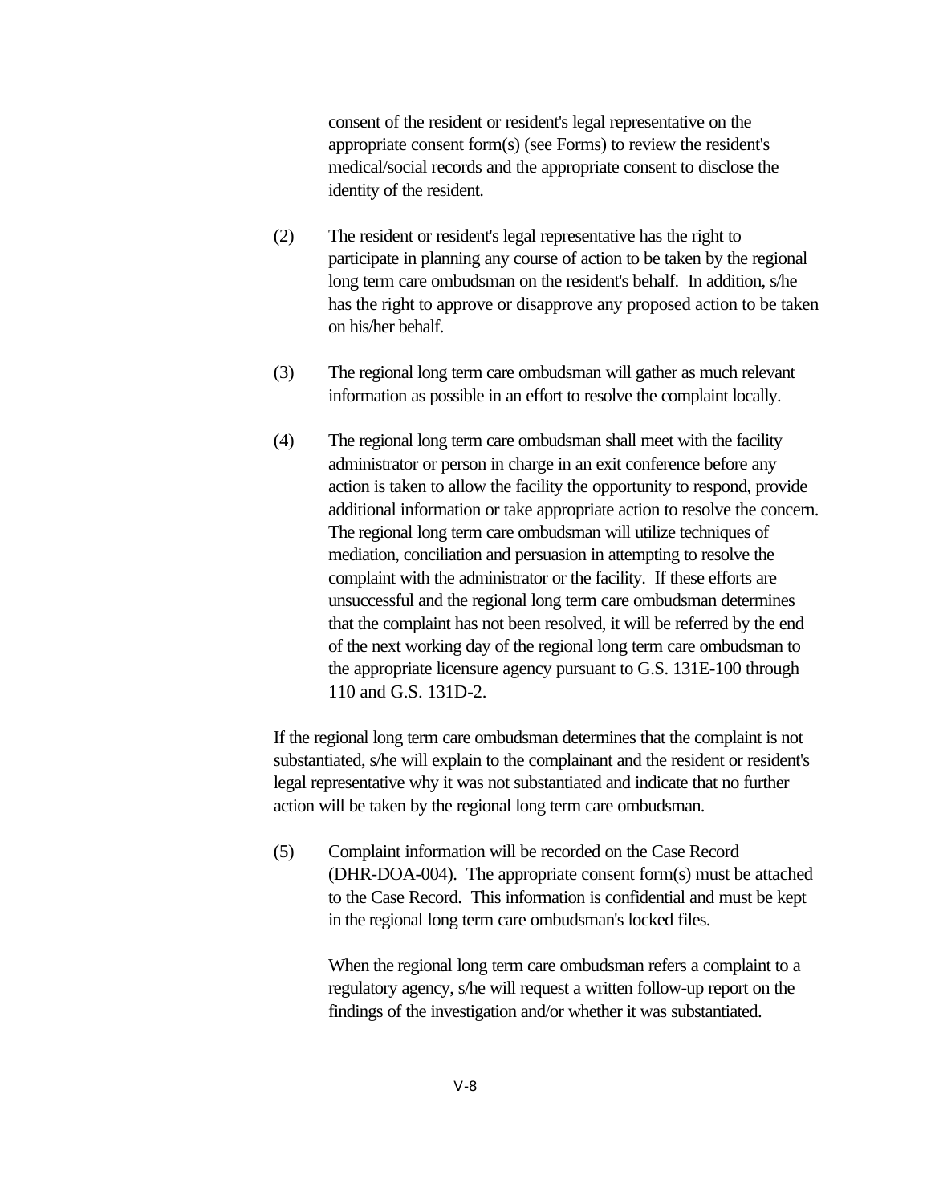consent of the resident or resident's legal representative on the appropriate consent form(s) (see Forms) to review the resident's medical/social records and the appropriate consent to disclose the identity of the resident.

(2) The resident or resident's legal representative has the right to participate in planning any course of action to be taken by the regional long term care ombudsman on the resident's behalf. In addition, s/he has the right to approve or disapprove any proposed action to be taken on his/her behalf.

(3) The regional long term care ombudsman will gather as much relevant information as possible in an effort to resolve the complaint locally.

(4) The regional long term care ombudsman shall meet with the facility administrator or person in charge in an exit conference before any action is taken to allow the facility the opportunity to respond, provide additional information or take appropriate action to resolve the concern. The regional long term care ombudsman will utilize techniques of mediation, conciliation and persuasion in attempting to resolve the complaint with the administrator or the facility. If these efforts are unsuccessful and the regional long term care ombudsman determines that the complaint has not been resolved, it will be referred by the end of the next working day of the regional long term care ombudsman to the appropriate licensure agency pursuant to G.S. 131E-100 through 110 and G.S. 131D-2.

If the regional long term care ombudsman determines that the complaint is not substantiated, s/he will explain to the complainant and the resident or resident's legal representative why it was not substantiated and indicate that no further action will be taken by the regional long term care ombudsman.

(5) Complaint information will be recorded on the Case Record (DHR-DOA-004). The appropriate consent form(s) must be attached to the Case Record. This information is confidential and must be kept in the regional long term care ombudsman's locked files.

When the regional long term care ombudsman refers a complaint to a regulatory agency, s/he will request a written follow-up report on the findings of the investigation and/or whether it was substantiated.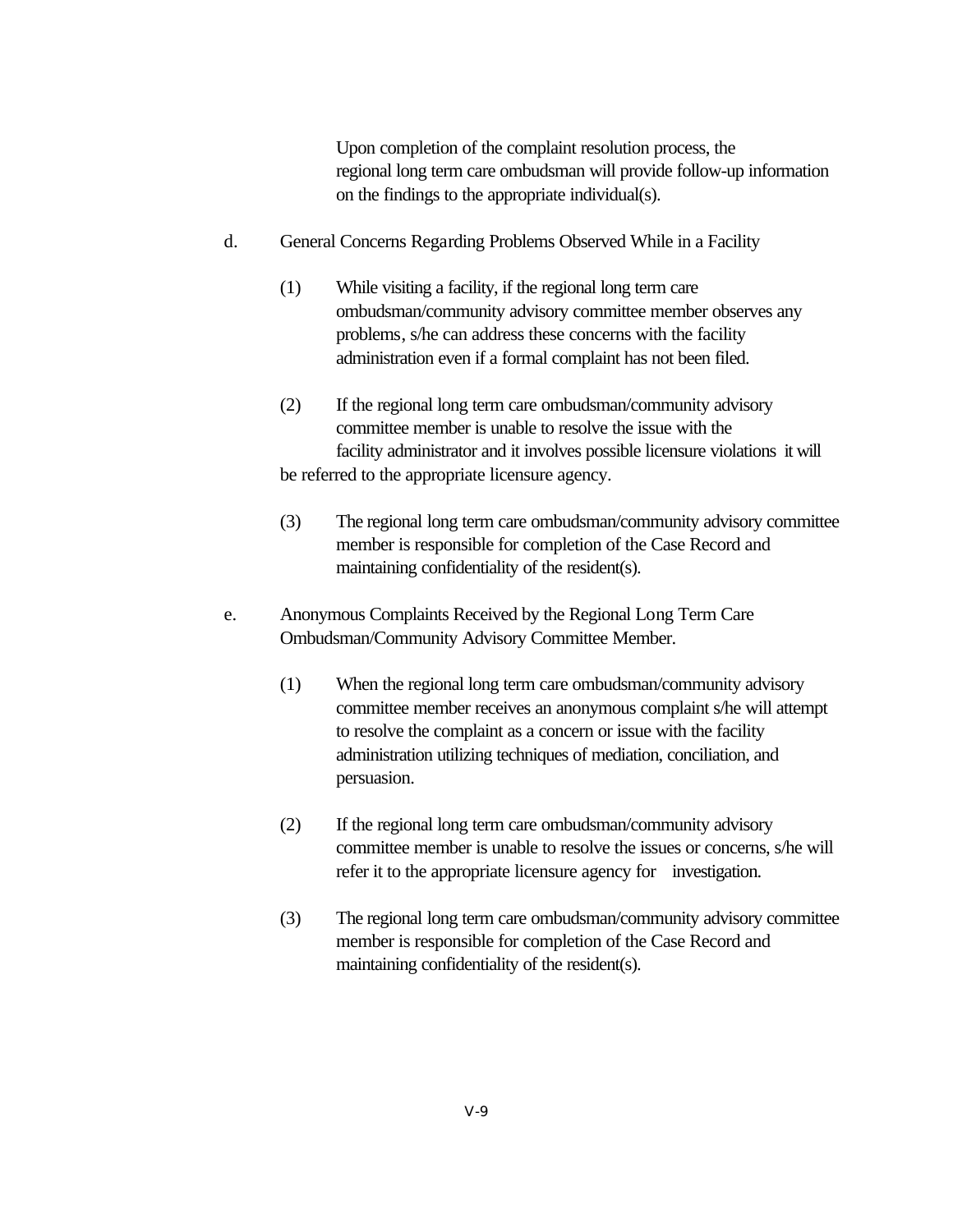Upon completion of the complaint resolution process, the regional long term care ombudsman will provide follow-up information on the findings to the appropriate individual(s).

d. General Concerns Regarding Problems Observed While in a Facility

(1) While visiting a facility, if the regional long term care ombudsman/community advisory committee member observes any problems, s/he can address these concerns with the facility administration even if a formal complaint has not been filed.

(2) If the regional long term care ombudsman/community advisory committee member is unable to resolve the issue with the facility administrator and it involves possible licensure violations it will be referred to the appropriate licensure agency.

(3) The regional long term care ombudsman/community advisory committee member is responsible for completion of the Case Record and maintaining confidentiality of the resident(s).

e. Anonymous Complaints Received by the Regional Long Term Care Ombudsman/Community Advisory Committee Member.

(1) When the regional long term care ombudsman/community advisory committee member receives an anonymous complaint s/he will attempt to resolve the complaint as a concern or issue with the facility administration utilizing techniques of mediation, conciliation, and persuasion.

(2) If the regional long term care ombudsman/community advisory committee member is unable to resolve the issues or concerns, s/he will refer it to the appropriate licensure agency for investigation.

(3) The regional long term care ombudsman/community advisory committee member is responsible for completion of the Case Record and maintaining confidentiality of the resident(s).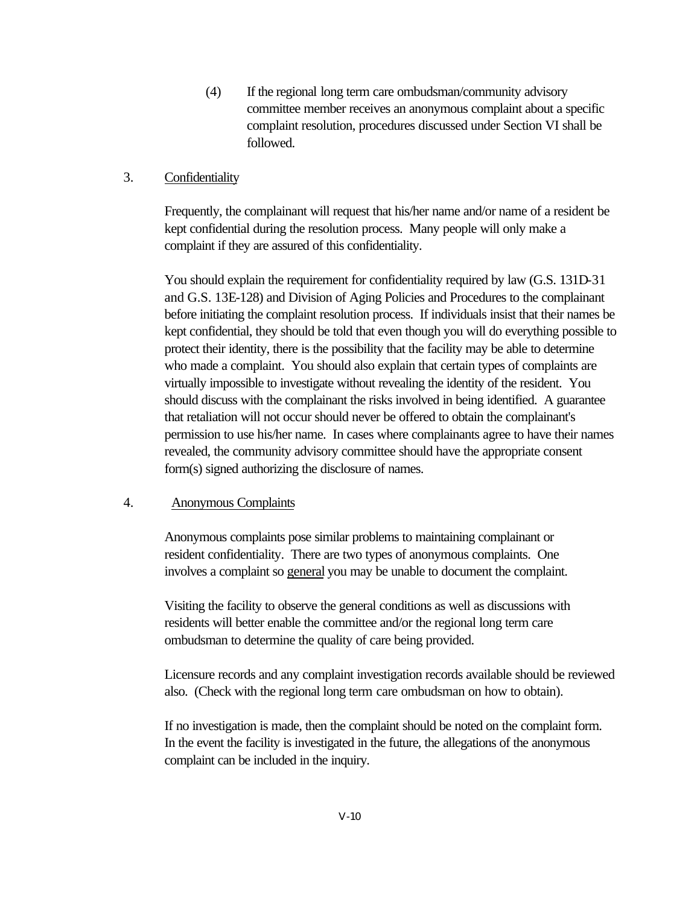(4) If the regional long term care ombudsman/community advisory committee member receives an anonymous complaint about a specific complaint resolution, procedures discussed under Section VI shall be followed.

3. Confidentiality

Frequently, the complainant will request that his/her name and/or name of a resident be kept confidential during the resolution process. Many people will only make a complaint if they are assured of this confidentiality.

You should explain the requirement for confidentiality required by law (G.S. 131D-31 and G.S. 13E-128) and Division of Aging Policies and Procedures to the complainant before initiating the complaint resolution process. If individuals insist that their names be kept confidential, they should be told that even though you will do everything possible to protect their identity, there is the possibility that the facility may be able to determine who made a complaint. You should also explain that certain types of complaints are virtually impossible to investigate without revealing the identity of the resident. You should discuss with the complainant the risks involved in being identified. A guarantee that retaliation will not occur should never be offered to obtain the complainant's permission to use his/her name. In cases where complainants agree to have their names revealed, the community advisory committee should have the appropriate consent form(s) signed authorizing the disclosure of names.

4. Anonymous Complaints

Anonymous complaints pose similar problems to maintaining complainant or resident confidentiality. There are two types of anonymous complaints. One involves a complaint so general you may be unable to document the complaint.

Visiting the facility to observe the general conditions as well as discussions with residents will better enable the committee and/or the regional long term care ombudsman to determine the quality of care being provided.

Licensure records and any complaint investigation records available should be reviewed also. (Check with the regional long term care ombudsman on how to obtain).

If no investigation is made, then the complaint should be noted on the complaint form. In the event the facility is investigated in the future, the allegations of the anonymous complaint can be included in the inquiry.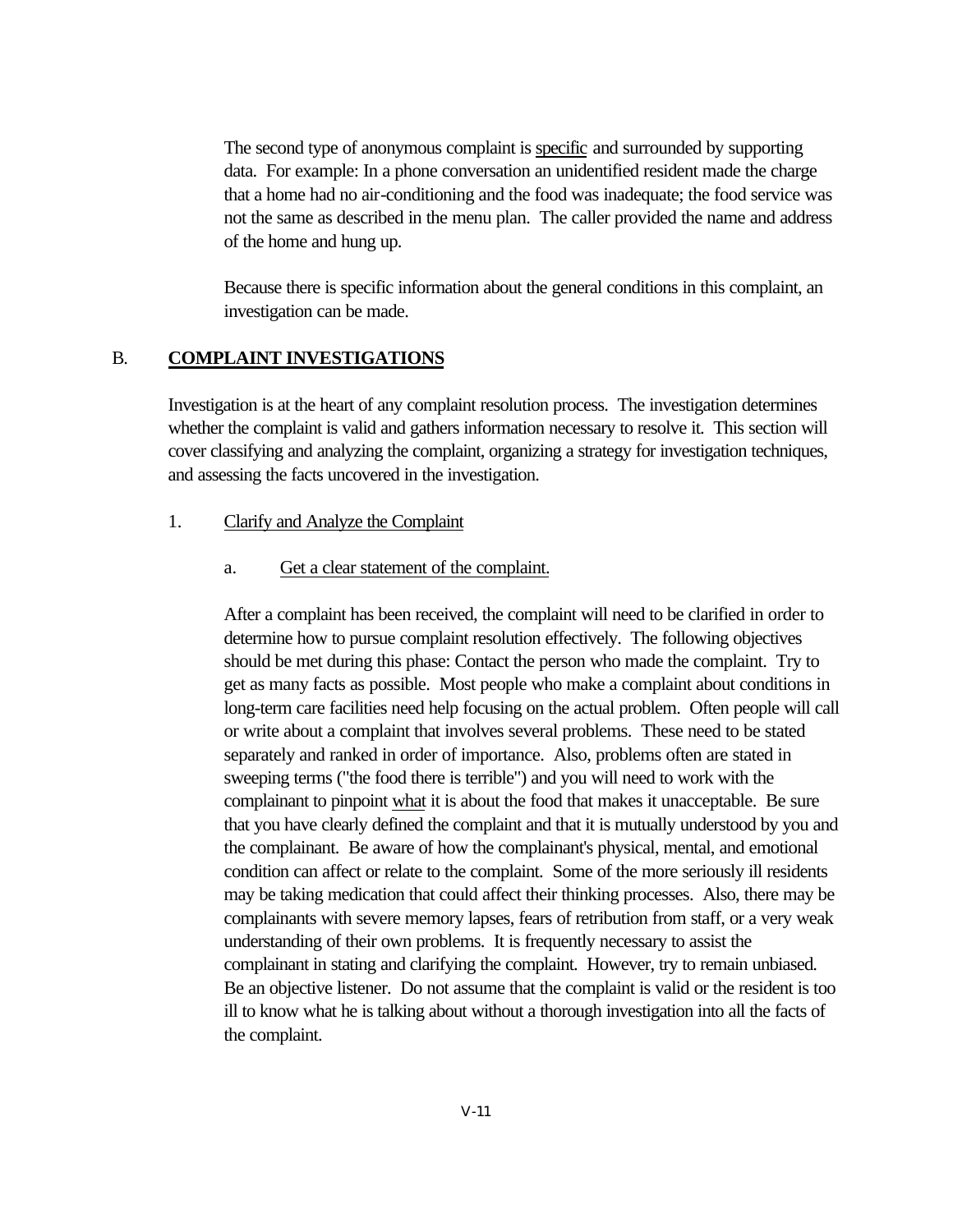The second type of anonymous complaint is <u>specific</u> and surrounded by supporting data. For example: In a phone conversation an unidentified resident made the charge that a home had no air-conditioning and the food was inadequate; the food service was not the same as described in the menu plan. The caller provided the name and address of the home and hung up.

Because there is specific information about the general conditions in this complaint, an investigation can be made.

## B. COMPLAINT INVESTIGATIONS

Investigation is at the heart of any complaint resolution process. The investigation determines whether the complaint is valid and gathers information necessary to resolve it. This section will cover classifying and analyzing the complaint, organizing a strategy for investigation techniques, and assessing the facts uncovered in the investigation.

### 1. Clarify and Analyze the Complaint

#### a. Get a clear statement of the complaint.

After a complaint has been received, the complaint will need to be clarified in order to determine how to pursue complaint resolution effectively. The following objectives should be met during this phase: Contact the person who made the complaint. Try to get as many facts as possible. Most people who make a complaint about conditions in long-term care facilities need help focusing on the actual problem. Often people will call or write about a complaint that involves several problems. These need to be stated separately and ranked in order of importance. Also, problems often are stated in sweeping terms ("the food there is terrible") and you will need to work with the complainant to pinpoint <u>what</u> it is about the food that makes it unacceptable. Be sure that you have clearly defined the complaint and that it is mutually understood by you and the complainant. Be aware of how the complainant's physical, mental, and emotional condition can affect or relate to the complaint. Some of the more seriously ill residents may be taking medication that could affect their thinking processes. Also, there may be complainants with severe memory lapses, fears of retribution from staff, or a very weak understanding of their own problems. It is frequently necessary to assist the complainant in stating and clarifying the complaint. However, try to remain unbiased. Be an objective listener. Do not assume that the complaint is valid or the resident is too ill to know what he is talking about without a thorough investigation into all the facts of the complaint.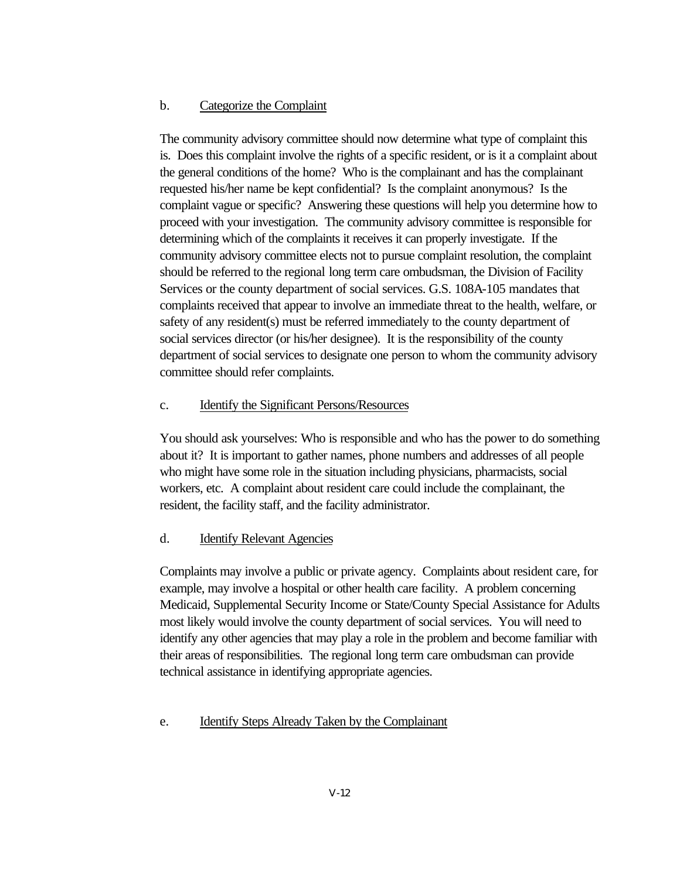b. Categorize the Complaint

The community advisory committee should now determine what type of complaint this is. Does this complaint involve the rights of a specific resident, or is it a complaint about the general conditions of the home? Who is the complainant and has the complainant requested his/her name be kept confidential? Is the complaint anonymous? Is the complaint vague or specific? Answering these questions will help you determine how to proceed with your investigation. The community advisory committee is responsible for determining which of the complaints it receives it can properly investigate. If the community advisory committee elects not to pursue complaint resolution, the complaint should be referred to the regional long term care ombudsman, the Division of Facility Services or the county department of social services. G.S. 108A-105 mandates that complaints received that appear to involve an immediate threat to the health, welfare, or safety of any resident(s) must be referred immediately to the county department of social services director (or his/her designee). It is the responsibility of the county department of social services to designate one person to whom the community advisory committee should refer complaints.

c. Identify the Significant Persons/Resources

You should ask yourselves: Who is responsible and who has the power to do something about it? It is important to gather names, phone numbers and addresses of all people who might have some role in the situation including physicians, pharmacists, social workers, etc. A complaint about resident care could include the complainant, the resident, the facility staff, and the facility administrator.

d. Identify Relevant Agencies

Complaints may involve a public or private agency. Complaints about resident care, for example, may involve a hospital or other health care facility. A problem concerning Medicaid, Supplemental Security Income or State/County Special Assistance for Adults most likely would involve the county department of social services. You will need to identify any other agencies that may play a role in the problem and become familiar with their areas of responsibilities. The regional long term care ombudsman can provide technical assistance in identifying appropriate agencies.

e. Identify Steps Already Taken by the Complainant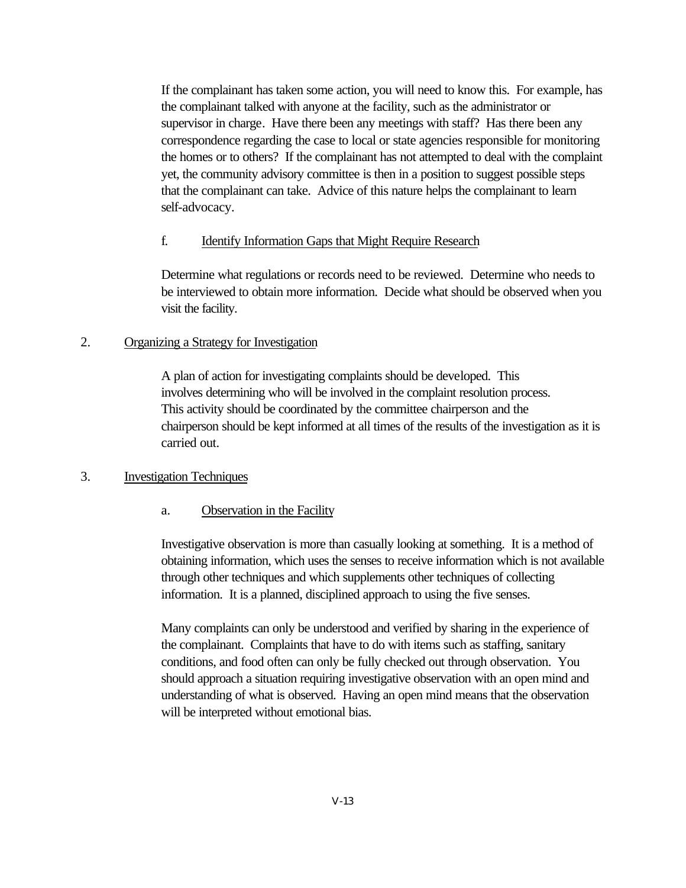If the complainant has taken some action, you will need to know this. For example, has the complainant talked with anyone at the facility, such as the administrator or supervisor in charge. Have there been any meetings with staff? Has there been any correspondence regarding the case to local or state agencies responsible for monitoring the homes or to others? If the complainant has not attempted to deal with the complaint yet, the community advisory committee is then in a position to suggest possible steps that the complainant can take. Advice of this nature helps the complainant to learn self-advocacy.

f. Identify Information Gaps that Might Require Research

Determine what regulations or records need to be reviewed. Determine who needs to be interviewed to obtain more information. Decide what should be observed when you visit the facility.

2. Organizing a Strategy for Investigation

A plan of action for investigating complaints should be developed. This involves determining who will be involved in the complaint resolution process. This activity should be coordinated by the committee chairperson and the chairperson should be kept informed at all times of the results of the investigation as it is carried out.

3. Investigation Techniques

a. Observation in the Facility

Investigative observation is more than casually looking at something. It is a method of obtaining information, which uses the senses to receive information which is not available through other techniques and which supplements other techniques of collecting information. It is a planned, disciplined approach to using the five senses.

Many complaints can only be understood and verified by sharing in the experience of the complainant. Complaints that have to do with items such as staffing, sanitary conditions, and food often can only be fully checked out through observation. You should approach a situation requiring investigative observation with an open mind and understanding of what is observed. Having an open mind means that the observation will be interpreted without emotional bias.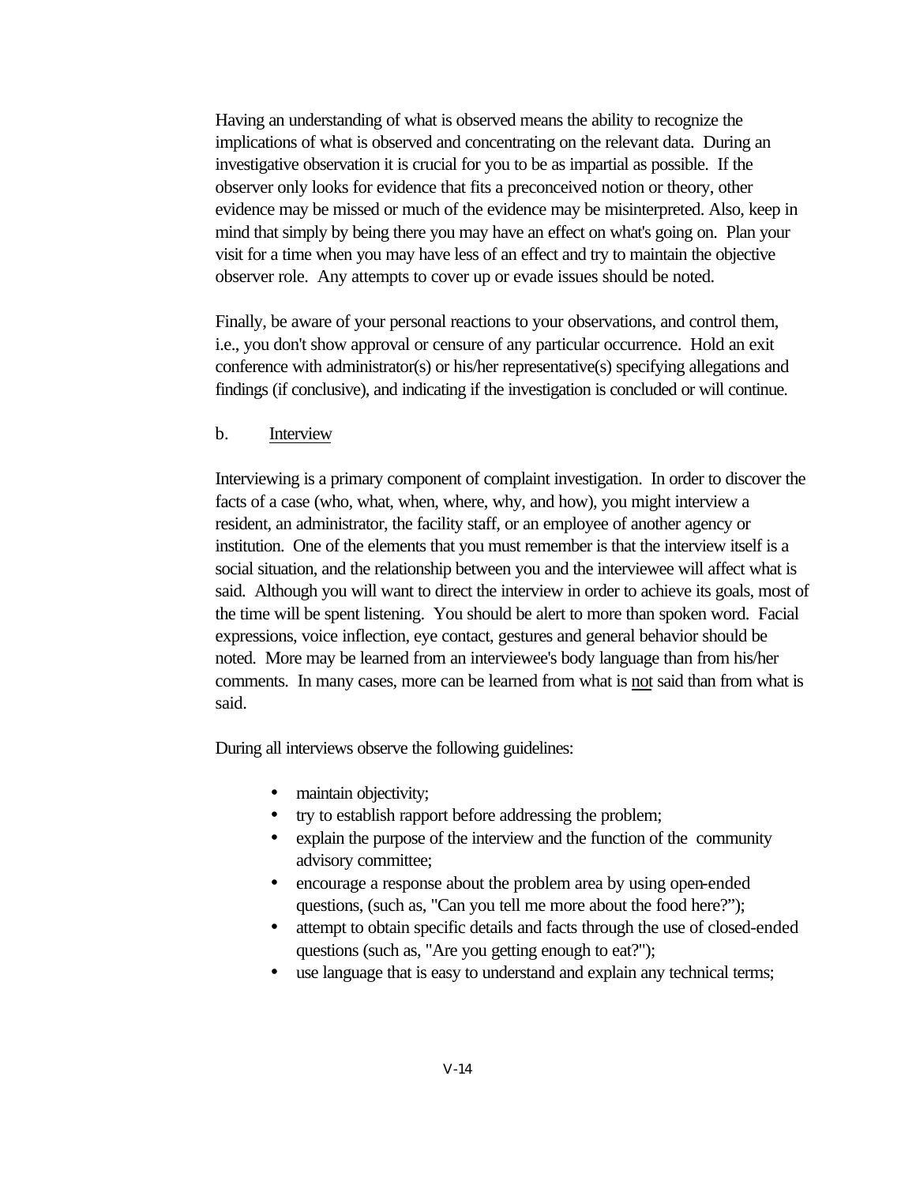Having an understanding of what is observed means the ability to recognize the implications of what is observed and concentrating on the relevant data. During an investigative observation it is crucial for you to be as impartial as possible. If the observer only looks for evidence that fits a preconceived notion or theory, other evidence may be missed or much of the evidence may be misinterpreted. Also, keep in mind that simply by being there you may have an effect on what's going on. Plan your visit for a time when you may have less of an effect and try to maintain the objective observer role. Any attempts to cover up or evade issues should be noted.

Finally, be aware of your personal reactions to your observations, and control them, i.e., you don't show approval or censure of any particular occurrence. Hold an exit conference with administrator(s) or his/her representative(s) specifying allegations and findings (if conclusive), and indicating if the investigation is concluded or will continue.

b. Interview

Interviewing is a primary component of complaint investigation. In order to discover the facts of a case (who, what, when, where, why, and how), you might interview a resident, an administrator, the facility staff, or an employee of another agency or institution. One of the elements that you must remember is that the interview itself is a social situation, and the relationship between you and the interviewee will affect what is said. Although you will want to direct the interview in order to achieve its goals, most of the time will be spent listening. You should be alert to more than spoken word. Facial expressions, voice inflection, eye contact, gestures and general behavior should be noted. More may be learned from an interviewee's body language than from his/her comments. In many cases, more can be learned from what is not said than from what is said.

During all interviews observe the following guidelines:

- maintain objectivity;
- try to establish rapport before addressing the problem;
- explain the purpose of the interview and the function of the community advisory committee;
- encourage a response about the problem area by using open-ended questions, (such as, "Can you tell me more about the food here?");
- attempt to obtain specific details and facts through the use of closed-ended questions (such as, "Are you getting enough to eat?");
- use language that is easy to understand and explain any technical terms;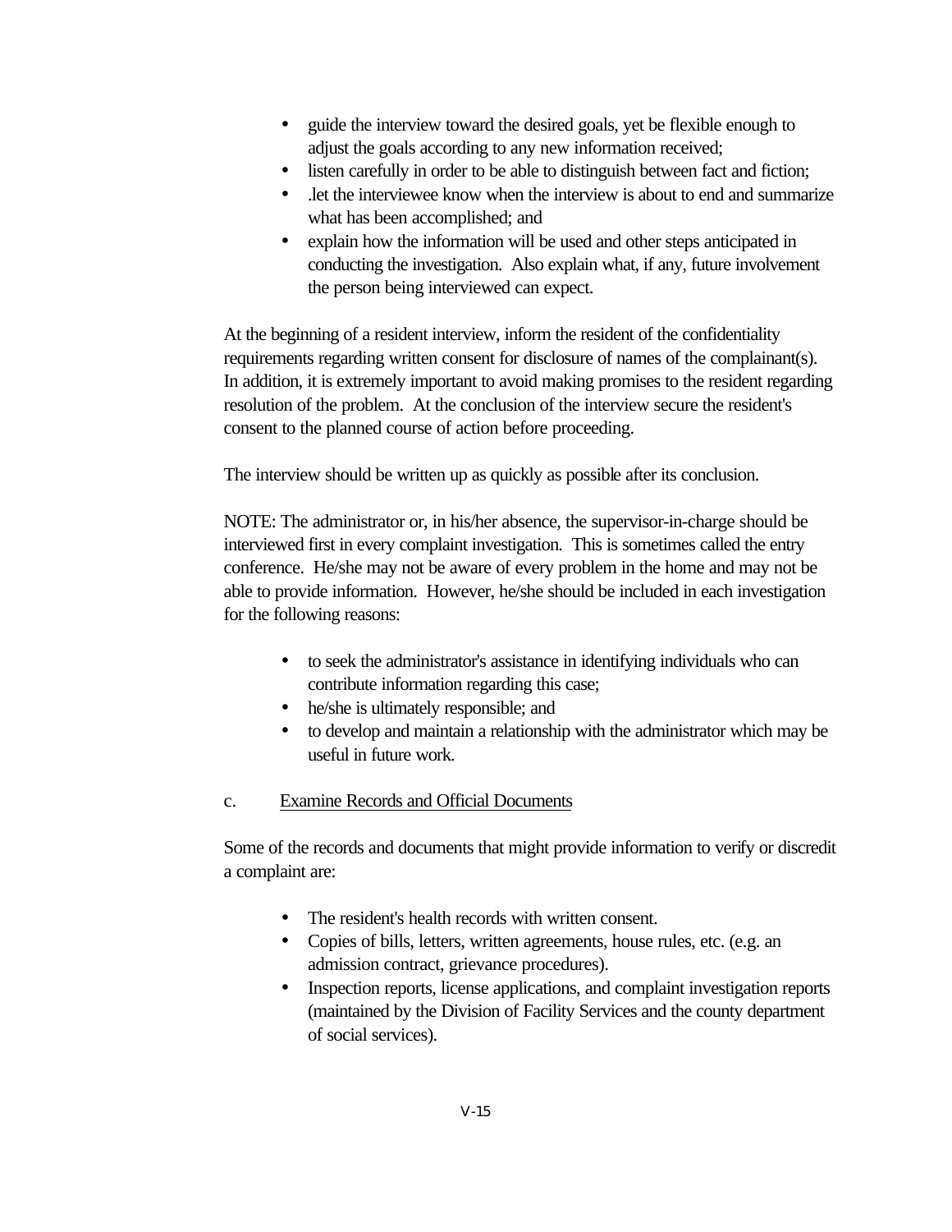- guide the interview toward the desired goals, yet be flexible enough to adjust the goals according to any new information received;
- listen carefully in order to be able to distinguish between fact and fiction;
- .let the interviewee know when the interview is about to end and summarize what has been accomplished; and
- explain how the information will be used and other steps anticipated in conducting the investigation. Also explain what, if any, future involvement the person being interviewed can expect.

At the beginning of a resident interview, inform the resident of the confidentiality requirements regarding written consent for disclosure of names of the complainant(s). In addition, it is extremely important to avoid making promises to the resident regarding resolution of the problem. At the conclusion of the interview secure the resident's consent to the planned course of action before proceeding.

The interview should be written up as quickly as possible after its conclusion.

NOTE: The administrator or, in his/her absence, the supervisor-in-charge should be interviewed first in every complaint investigation. This is sometimes called the entry conference. He/she may not be aware of every problem in the home and may not be able to provide information. However, he/she should be included in each investigation for the following reasons:

- to seek the administrator's assistance in identifying individuals who can contribute information regarding this case;
- he/she is ultimately responsible; and
- to develop and maintain a relationship with the administrator which may be useful in future work.

c. Examine Records and Official Documents

Some of the records and documents that might provide information to verify or discredit a complaint are:

- The resident's health records with written consent.
- Copies of bills, letters, written agreements, house rules, etc. (e.g. an admission contract, grievance procedures).
- Inspection reports, license applications, and complaint investigation reports (maintained by the Division of Facility Services and the county department of social services).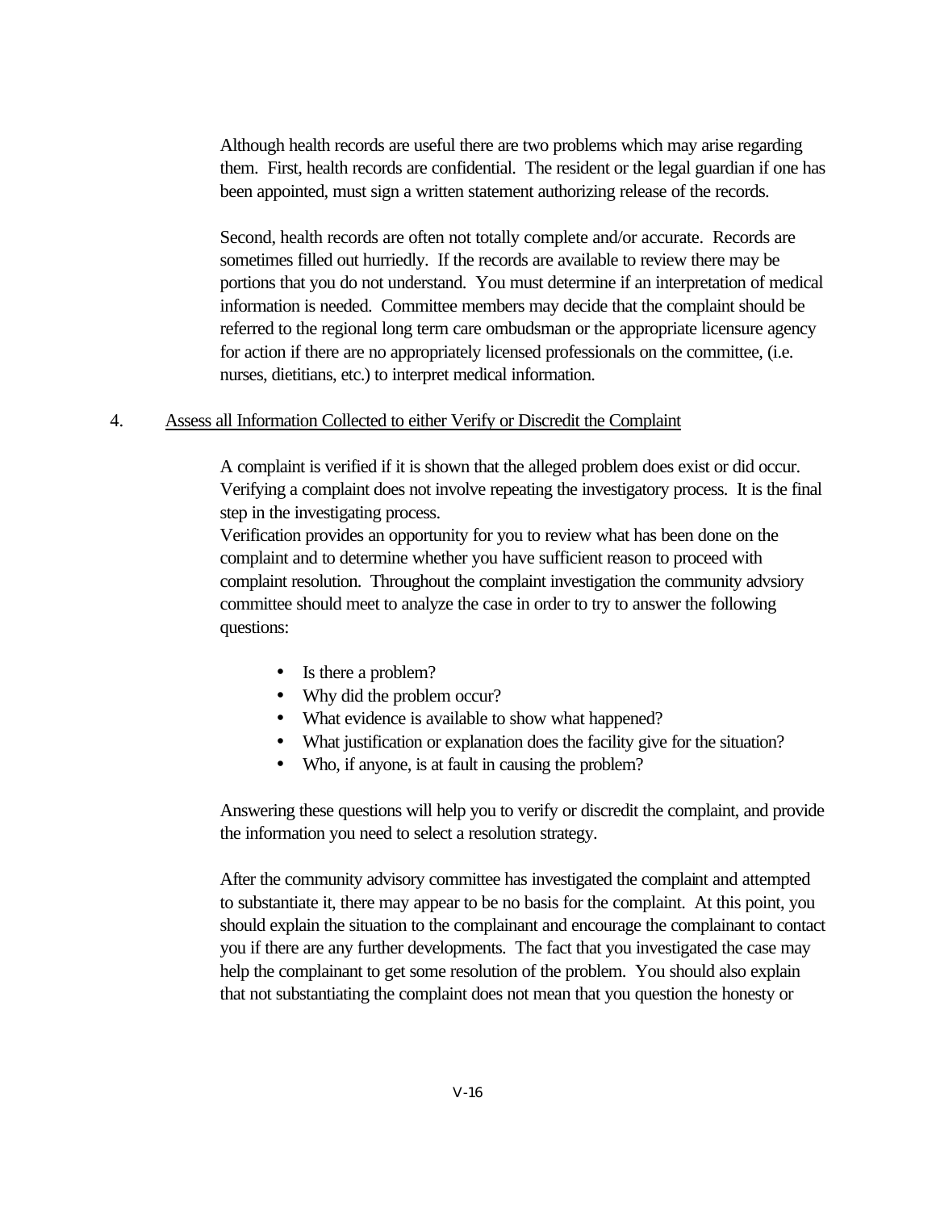Although health records are useful there are two problems which may arise regarding them. First, health records are confidential. The resident or the legal guardian if one has been appointed, must sign a written statement authorizing release of the records.

Second, health records are often not totally complete and/or accurate. Records are sometimes filled out hurriedly. If the records are available to review there may be portions that you do not understand. You must determine if an interpretation of medical information is needed. Committee members may decide that the complaint should be referred to the regional long term care ombudsman or the appropriate licensure agency for action if there are no appropriately licensed professionals on the committee, (i.e. nurses, dietitians, etc.) to interpret medical information.

4. <u>Assess all Information Collected to either Verify or Discredit the Complaint</u>

A complaint is verified if it is shown that the alleged problem does exist or did occur. Verifying a complaint does not involve repeating the investigatory process. It is the final step in the investigating process.
Verification provides an opportunity for you to review what has been done on the complaint and to determine whether you have sufficient reason to proceed with complaint resolution. Throughout the complaint investigation the community advsiory committee should meet to analyze the case in order to try to answer the following questions:

- Is there a problem?
- Why did the problem occur?
- What evidence is available to show what happened?
- What justification or explanation does the facility give for the situation?
- Who, if anyone, is at fault in causing the problem?

Answering these questions will help you to verify or discredit the complaint, and provide the information you need to select a resolution strategy.

After the community advisory committee has investigated the complaint and attempted to substantiate it, there may appear to be no basis for the complaint. At this point, you should explain the situation to the complainant and encourage the complainant to contact you if there are any further developments. The fact that you investigated the case may help the complainant to get some resolution of the problem. You should also explain that not substantiating the complaint does not mean that you question the honesty or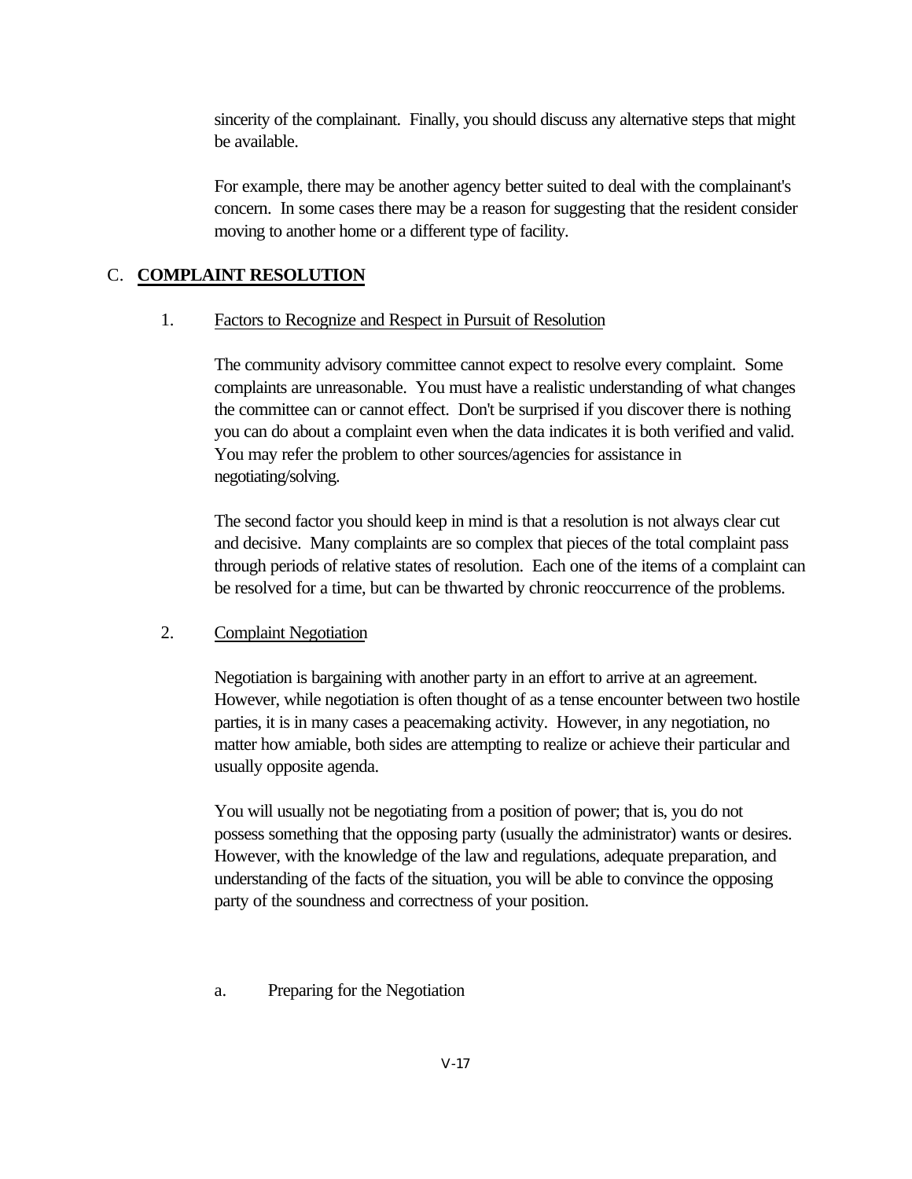sincerity of the complainant. Finally, you should discuss any alternative steps that might be available.

For example, there may be another agency better suited to deal with the complainant's concern. In some cases there may be a reason for suggesting that the resident consider moving to another home or a different type of facility.

## C. COMPLAINT RESOLUTION

### 1. Factors to Recognize and Respect in Pursuit of Resolution

The community advisory committee cannot expect to resolve every complaint. Some complaints are unreasonable. You must have a realistic understanding of what changes the committee can or cannot effect. Don't be surprised if you discover there is nothing you can do about a complaint even when the data indicates it is both verified and valid. You may refer the problem to other sources/agencies for assistance in negotiating/solving.

The second factor you should keep in mind is that a resolution is not always clear cut and decisive. Many complaints are so complex that pieces of the total complaint pass through periods of relative states of resolution. Each one of the items of a complaint can be resolved for a time, but can be thwarted by chronic reoccurrence of the problems.

### 2. Complaint Negotiation

Negotiation is bargaining with another party in an effort to arrive at an agreement. However, while negotiation is often thought of as a tense encounter between two hostile parties, it is in many cases a peacemaking activity. However, in any negotiation, no matter how amiable, both sides are attempting to realize or achieve their particular and usually opposite agenda.

You will usually not be negotiating from a position of power; that is, you do not possess something that the opposing party (usually the administrator) wants or desires. However, with the knowledge of the law and regulations, adequate preparation, and understanding of the facts of the situation, you will be able to convince the opposing party of the soundness and correctness of your position.

a. Preparing for the Negotiation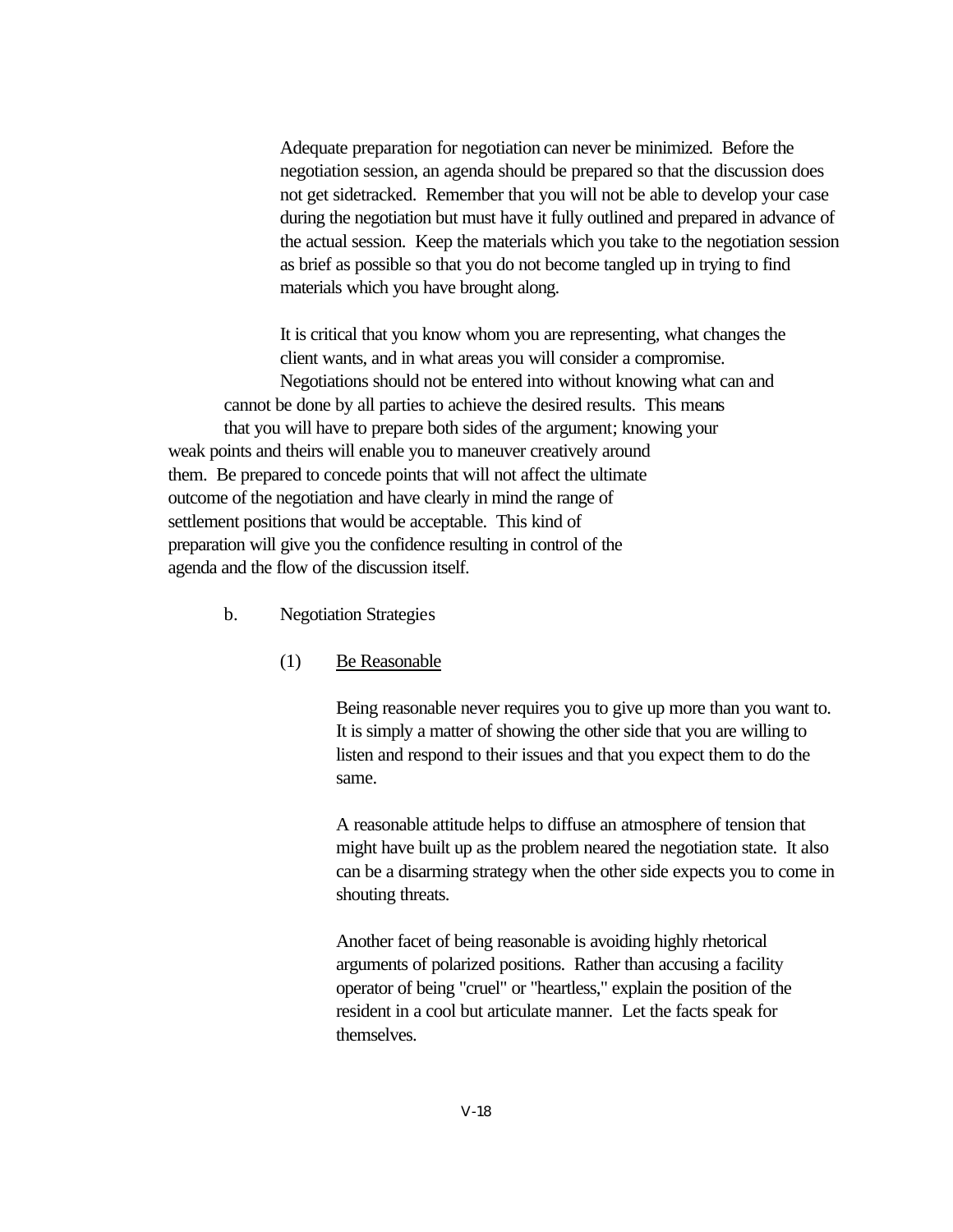Adequate preparation for negotiation can never be minimized. Before the negotiation session, an agenda should be prepared so that the discussion does not get sidetracked. Remember that you will not be able to develop your case during the negotiation but must have it fully outlined and prepared in advance of the actual session. Keep the materials which you take to the negotiation session as brief as possible so that you do not become tangled up in trying to find materials which you have brought along.

It is critical that you know whom you are representing, what changes the client wants, and in what areas you will consider a compromise. Negotiations should not be entered into without knowing what can and cannot be done by all parties to achieve the desired results. This means that you will have to prepare both sides of the argument; knowing your weak points and theirs will enable you to maneuver creatively around them. Be prepared to concede points that will not affect the ultimate outcome of the negotiation and have clearly in mind the range of settlement positions that would be acceptable. This kind of preparation will give you the confidence resulting in control of the agenda and the flow of the discussion itself.

b. Negotiation Strategies

(1) Be Reasonable

Being reasonable never requires you to give up more than you want to. It is simply a matter of showing the other side that you are willing to listen and respond to their issues and that you expect them to do the same.

A reasonable attitude helps to diffuse an atmosphere of tension that might have built up as the problem neared the negotiation state. It also can be a disarming strategy when the other side expects you to come in shouting threats.

Another facet of being reasonable is avoiding highly rhetorical arguments of polarized positions. Rather than accusing a facility operator of being "cruel" or "heartless," explain the position of the resident in a cool but articulate manner. Let the facts speak for themselves.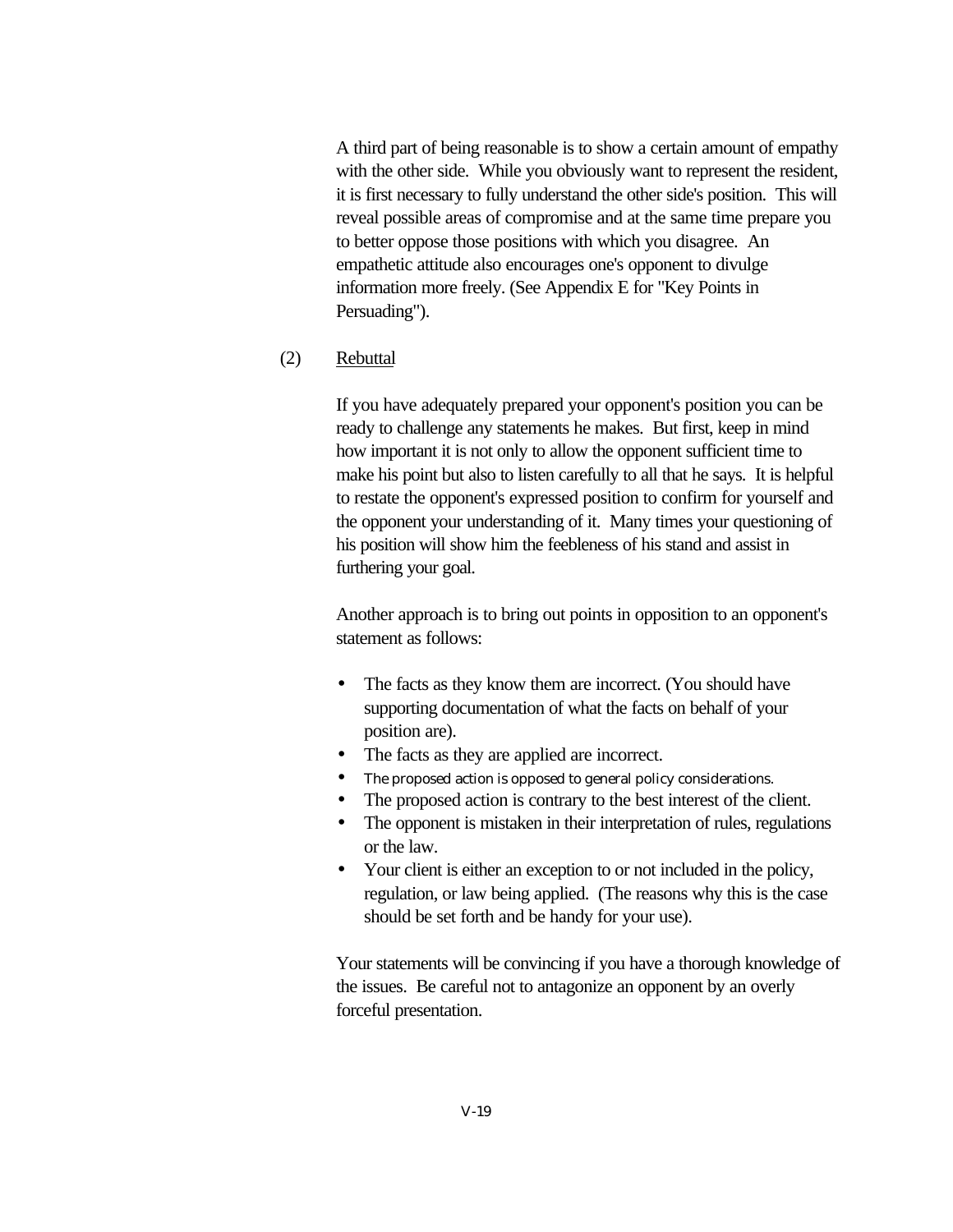A third part of being reasonable is to show a certain amount of empathy with the other side. While you obviously want to represent the resident, it is first necessary to fully understand the other side's position. This will reveal possible areas of compromise and at the same time prepare you to better oppose those positions with which you disagree. An empathetic attitude also encourages one's opponent to divulge information more freely. (See Appendix E for "Key Points in Persuading").

(2) Rebuttal

If you have adequately prepared your opponent's position you can be ready to challenge any statements he makes. But first, keep in mind how important it is not only to allow the opponent sufficient time to make his point but also to listen carefully to all that he says. It is helpful to restate the opponent's expressed position to confirm for yourself and the opponent your understanding of it. Many times your questioning of his position will show him the feebleness of his stand and assist in furthering your goal.

Another approach is to bring out points in opposition to an opponent's statement as follows:

- The facts as they know them are incorrect. (You should have supporting documentation of what the facts on behalf of your position are).
- The facts as they are applied are incorrect.
- The proposed action is opposed to general policy considerations.
- The proposed action is contrary to the best interest of the client.
- The opponent is mistaken in their interpretation of rules, regulations or the law.
- Your client is either an exception to or not included in the policy, regulation, or law being applied. (The reasons why this is the case should be set forth and be handy for your use).

Your statements will be convincing if you have a thorough knowledge of the issues. Be careful not to antagonize an opponent by an overly forceful presentation.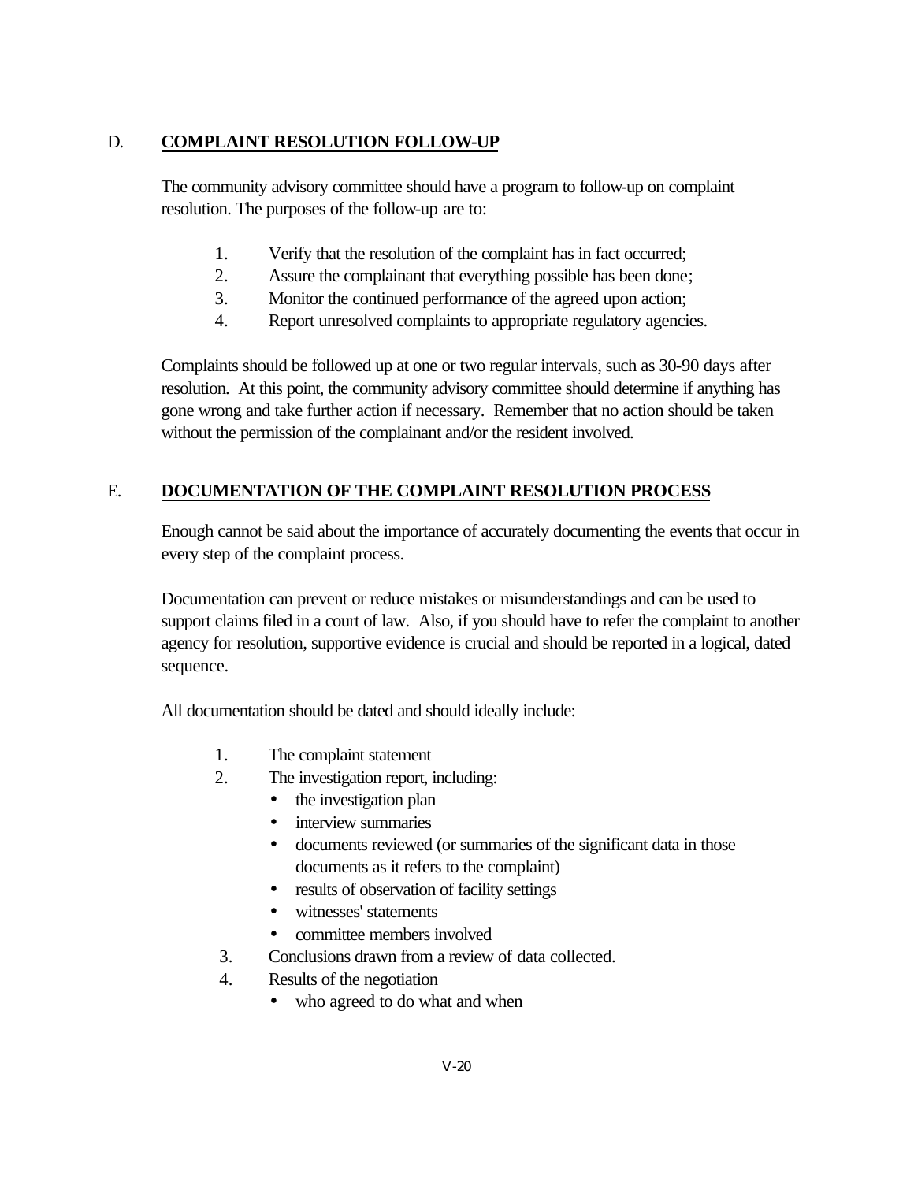## D. COMPLAINT RESOLUTION FOLLOW-UP

The community advisory committee should have a program to follow-up on complaint resolution. The purposes of the follow-up are to:

1. Verify that the resolution of the complaint has in fact occurred;
2. Assure the complainant that everything possible has been done;
3. Monitor the continued performance of the agreed upon action;
4. Report unresolved complaints to appropriate regulatory agencies.

Complaints should be followed up at one or two regular intervals, such as 30-90 days after resolution. At this point, the community advisory committee should determine if anything has gone wrong and take further action if necessary. Remember that no action should be taken without the permission of the complainant and/or the resident involved.

## E. DOCUMENTATION OF THE COMPLAINT RESOLUTION PROCESS

Enough cannot be said about the importance of accurately documenting the events that occur in every step of the complaint process.

Documentation can prevent or reduce mistakes or misunderstandings and can be used to support claims filed in a court of law. Also, if you should have to refer the complaint to another agency for resolution, supportive evidence is crucial and should be reported in a logical, dated sequence.

All documentation should be dated and should ideally include:

1. The complaint statement
2. The investigation report, including:
   - the investigation plan
   - interview summaries
   - documents reviewed (or summaries of the significant data in those documents as it refers to the complaint)
   - results of observation of facility settings
   - witnesses' statements
   - committee members involved
3. Conclusions drawn from a review of data collected.
4. Results of the negotiation
   - who agreed to do what and when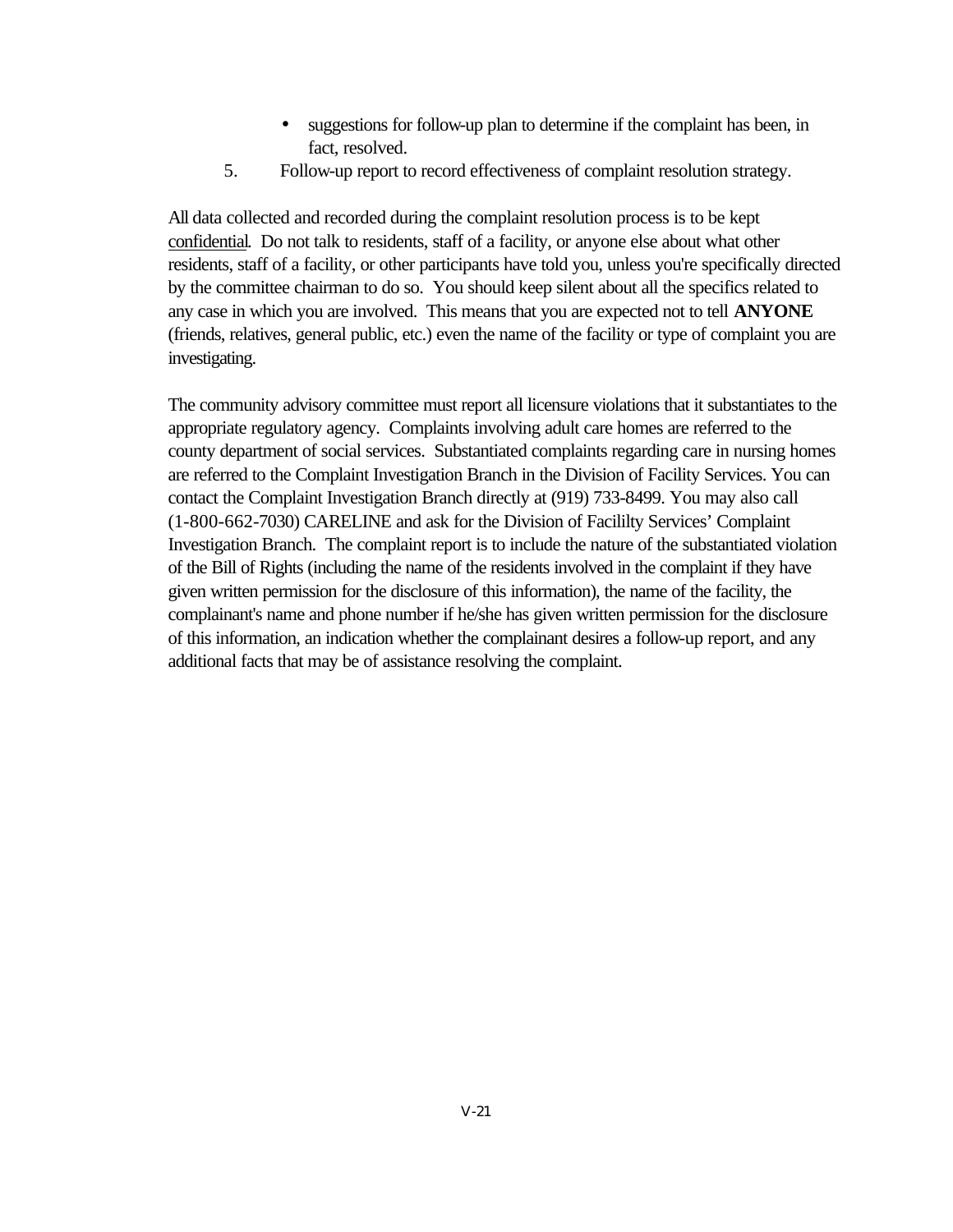- suggestions for follow-up plan to determine if the complaint has been, in fact, resolved.

5. Follow-up report to record effectiveness of complaint resolution strategy.

All data collected and recorded during the complaint resolution process is to be kept confidential. Do not talk to residents, staff of a facility, or anyone else about what other residents, staff of a facility, or other participants have told you, unless you're specifically directed by the committee chairman to do so. You should keep silent about all the specifics related to any case in which you are involved. This means that you are expected not to tell **ANYONE** (friends, relatives, general public, etc.) even the name of the facility or type of complaint you are investigating.

The community advisory committee must report all licensure violations that it substantiates to the appropriate regulatory agency. Complaints involving adult care homes are referred to the county department of social services. Substantiated complaints regarding care in nursing homes are referred to the Complaint Investigation Branch in the Division of Facility Services. You can contact the Complaint Investigation Branch directly at (919) 733-8499. You may also call (1-800-662-7030) CARELINE and ask for the Division of Facililty Services' Complaint Investigation Branch. The complaint report is to include the nature of the substantiated violation of the Bill of Rights (including the name of the residents involved in the complaint if they have given written permission for the disclosure of this information), the name of the facility, the complainant's name and phone number if he/she has given written permission for the disclosure of this information, an indication whether the complainant desires a follow-up report, and any additional facts that may be of assistance resolving the complaint.